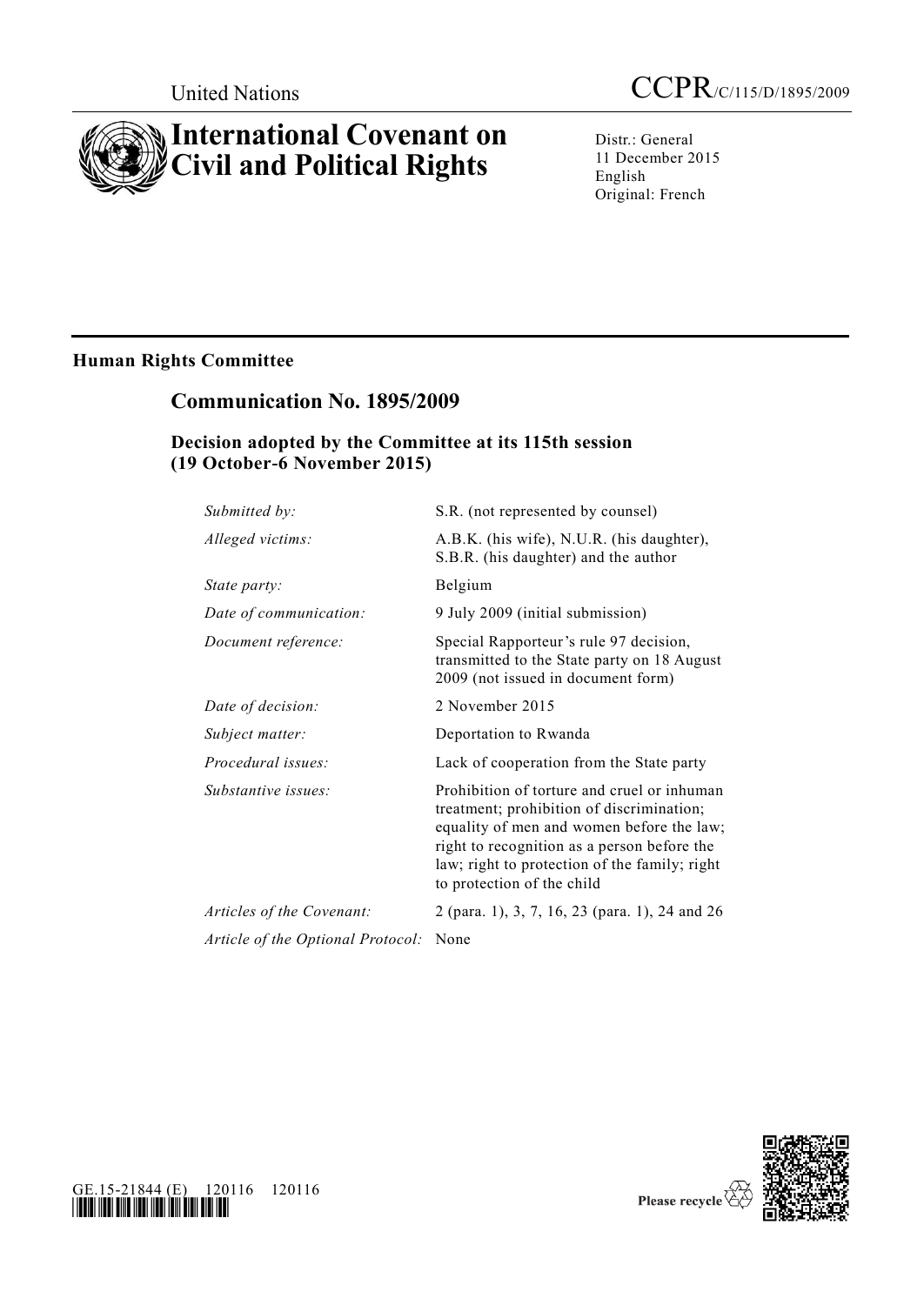United Nations

CCPR/C/115/D/1895/2009

# International Covenant on Civil and Political Rights

Distr.: General
11 December 2015
English
Original: French

## Human Rights Committee

## Communication No. 1895/2009

### Decision adopted by the Committee at its 115th session (19 October-6 November 2015)

| | |
|---|---|
| *Submitted by:* | S.R. (not represented by counsel) |
| *Alleged victims:* | A.B.K. (his wife), N.U.R. (his daughter), S.B.R. (his daughter) and the author |
| *State party:* | Belgium |
| *Date of communication:* | 9 July 2009 (initial submission) |
| *Document reference:* | Special Rapporteur's rule 97 decision, transmitted to the State party on 18 August 2009 (not issued in document form) |
| *Date of decision:* | 2 November 2015 |
| *Subject matter:* | Deportation to Rwanda |
| *Procedural issues:* | Lack of cooperation from the State party |
| *Substantive issues:* | Prohibition of torture and cruel or inhuman treatment; prohibition of discrimination; equality of men and women before the law; right to recognition as a person before the law; right to protection of the family; right to protection of the child |
| *Articles of the Covenant:* | 2 (para. 1), 3, 7, 16, 23 (para. 1), 24 and 26 |
| *Article of the Optional Protocol:* | None |

GE.15-21844 (E) 120116 120116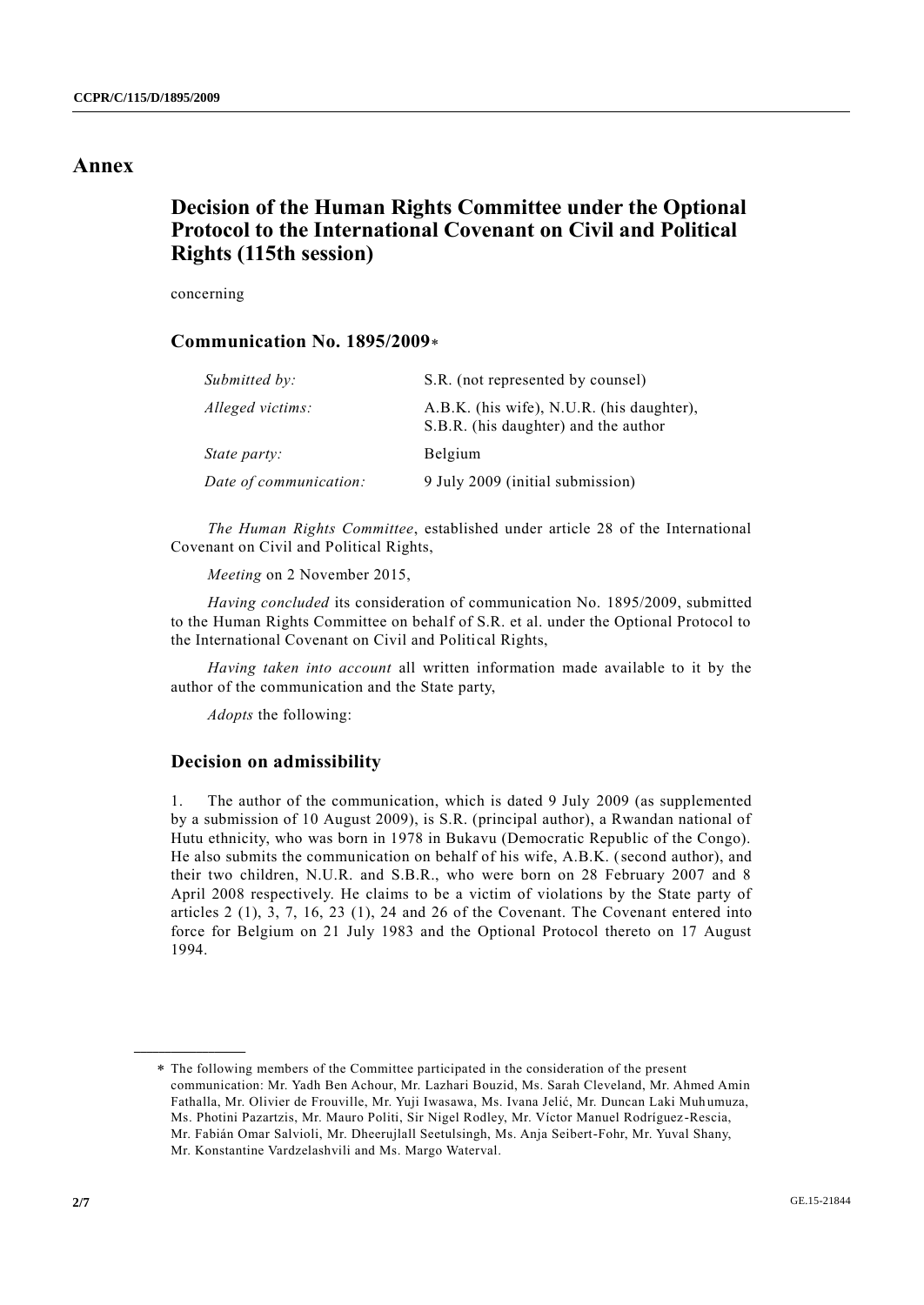# Annex

## Decision of the Human Rights Committee under the Optional Protocol to the International Covenant on Civil and Political Rights (115th session)

concerning

### Communication No. 1895/2009*

| | |
|---|---|
| *Submitted by:* | S.R. (not represented by counsel) |
| *Alleged victims:* | A.B.K. (his wife), N.U.R. (his daughter), S.B.R. (his daughter) and the author |
| *State party:* | Belgium |
| *Date of communication:* | 9 July 2009 (initial submission) |

*The Human Rights Committee*, established under article 28 of the International Covenant on Civil and Political Rights,

*Meeting* on 2 November 2015,

*Having concluded* its consideration of communication No. 1895/2009, submitted to the Human Rights Committee on behalf of S.R. et al. under the Optional Protocol to the International Covenant on Civil and Political Rights,

*Having taken into account* all written information made available to it by the author of the communication and the State party,

*Adopts* the following:

### Decision on admissibility

1. The author of the communication, which is dated 9 July 2009 (as supplemented by a submission of 10 August 2009), is S.R. (principal author), a Rwandan national of Hutu ethnicity, who was born in 1978 in Bukavu (Democratic Republic of the Congo). He also submits the communication on behalf of his wife, A.B.K. (second author), and their two children, N.U.R. and S.B.R., who were born on 28 February 2007 and 8 April 2008 respectively. He claims to be a victim of violations by the State party of articles 2 (1), 3, 7, 16, 23 (1), 24 and 26 of the Covenant. The Covenant entered into force for Belgium on 21 July 1983 and the Optional Protocol thereto on 17 August 1994.

---

* The following members of the Committee participated in the consideration of the present communication: Mr. Yadh Ben Achour, Mr. Lazhari Bouzid, Ms. Sarah Cleveland, Mr. Ahmed Amin Fathalla, Mr. Olivier de Frouville, Mr. Yuji Iwasawa, Ms. Ivana Jelić, Mr. Duncan Laki Muhumuza, Ms. Photini Pazartzis, Mr. Mauro Politi, Sir Nigel Rodley, Mr. Víctor Manuel Rodríguez-Rescia, Mr. Fabián Omar Salvioli, Mr. Dheerujlall Seetulsingh, Ms. Anja Seibert-Fohr, Mr. Yuval Shany, Mr. Konstantine Vardzelashvili and Ms. Margo Waterval.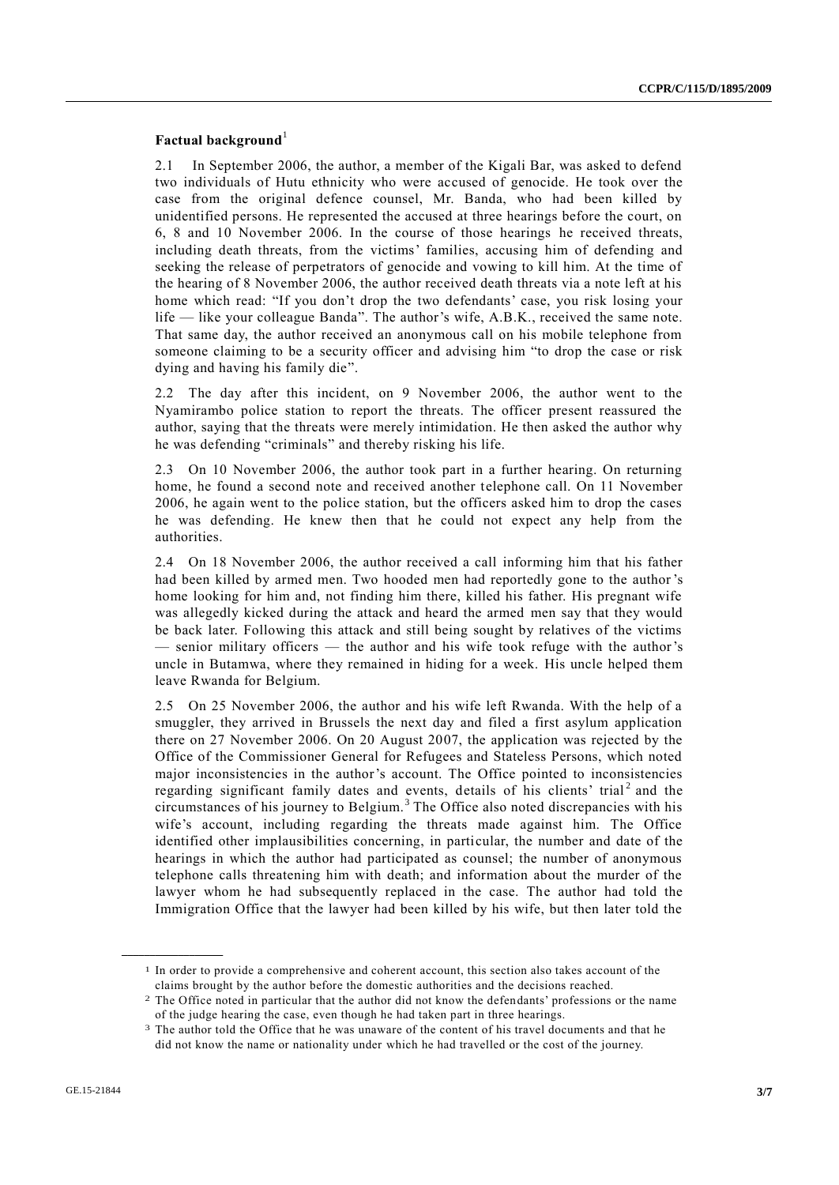### Factual background[1]

2.1 In September 2006, the author, a member of the Kigali Bar, was asked to defend two individuals of Hutu ethnicity who were accused of genocide. He took over the case from the original defence counsel, Mr. Banda, who had been killed by unidentified persons. He represented the accused at three hearings before the court, on 6, 8 and 10 November 2006. In the course of those hearings he received threats, including death threats, from the victims' families, accusing him of defending and seeking the release of perpetrators of genocide and vowing to kill him. At the time of the hearing of 8 November 2006, the author received death threats via a note left at his home which read: "If you don't drop the two defendants' case, you risk losing your life — like your colleague Banda". The author's wife, A.B.K., received the same note. That same day, the author received an anonymous call on his mobile telephone from someone claiming to be a security officer and advising him "to drop the case or risk dying and having his family die".

2.2 The day after this incident, on 9 November 2006, the author went to the Nyamirambo police station to report the threats. The officer present reassured the author, saying that the threats were merely intimidation. He then asked the author why he was defending "criminals" and thereby risking his life.

2.3 On 10 November 2006, the author took part in a further hearing. On returning home, he found a second note and received another telephone call. On 11 November 2006, he again went to the police station, but the officers asked him to drop the cases he was defending. He knew then that he could not expect any help from the authorities.

2.4 On 18 November 2006, the author received a call informing him that his father had been killed by armed men. Two hooded men had reportedly gone to the author's home looking for him and, not finding him there, killed his father. His pregnant wife was allegedly kicked during the attack and heard the armed men say that they would be back later. Following this attack and still being sought by relatives of the victims — senior military officers — the author and his wife took refuge with the author's uncle in Butamwa, where they remained in hiding for a week. His uncle helped them leave Rwanda for Belgium.

2.5 On 25 November 2006, the author and his wife left Rwanda. With the help of a smuggler, they arrived in Brussels the next day and filed a first asylum application there on 27 November 2006. On 20 August 2007, the application was rejected by the Office of the Commissioner General for Refugees and Stateless Persons, which noted major inconsistencies in the author's account. The Office pointed to inconsistencies regarding significant family dates and events, details of his clients' trial[2] and the circumstances of his journey to Belgium.[3] The Office also noted discrepancies with his wife's account, including regarding the threats made against him. The Office identified other implausibilities concerning, in particular, the number and date of the hearings in which the author had participated as counsel; the number of anonymous telephone calls threatening him with death; and information about the murder of the lawyer whom he had subsequently replaced in the case. The author had told the Immigration Office that the lawyer had been killed by his wife, but then later told the

---

[1] In order to provide a comprehensive and coherent account, this section also takes account of the claims brought by the author before the domestic authorities and the decisions reached.

[2] The Office noted in particular that the author did not know the defendants' professions or the name of the judge hearing the case, even though he had taken part in three hearings.

[3] The author told the Office that he was unaware of the content of his travel documents and that he did not know the name or nationality under which he had travelled or the cost of the journey.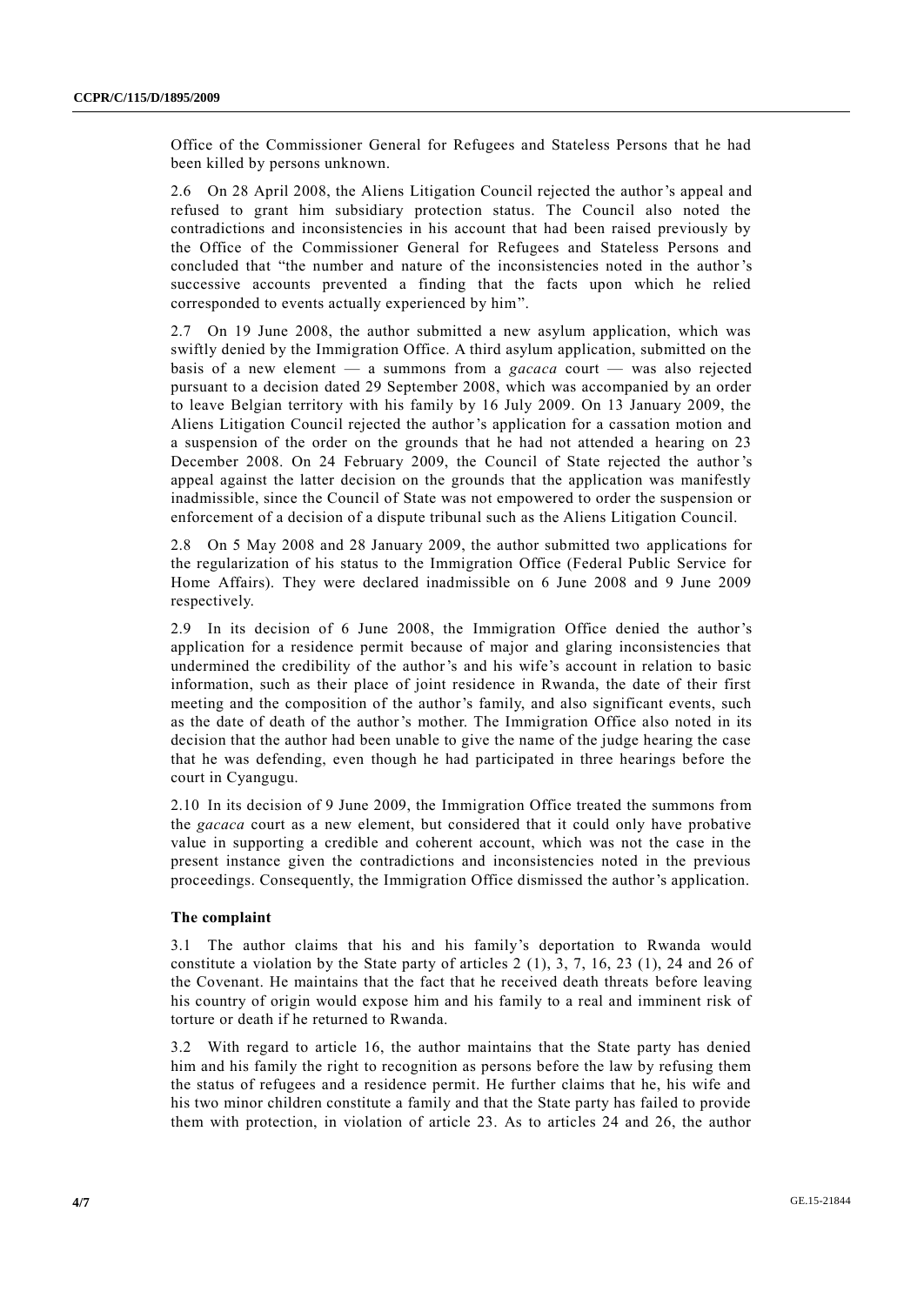Office of the Commissioner General for Refugees and Stateless Persons that he had been killed by persons unknown.

2.6 On 28 April 2008, the Aliens Litigation Council rejected the author's appeal and refused to grant him subsidiary protection status. The Council also noted the contradictions and inconsistencies in his account that had been raised previously by the Office of the Commissioner General for Refugees and Stateless Persons and concluded that "the number and nature of the inconsistencies noted in the author's successive accounts prevented a finding that the facts upon which he relied corresponded to events actually experienced by him".

2.7 On 19 June 2008, the author submitted a new asylum application, which was swiftly denied by the Immigration Office. A third asylum application, submitted on the basis of a new element — a summons from a *gacaca* court — was also rejected pursuant to a decision dated 29 September 2008, which was accompanied by an order to leave Belgian territory with his family by 16 July 2009. On 13 January 2009, the Aliens Litigation Council rejected the author's application for a cassation motion and a suspension of the order on the grounds that he had not attended a hearing on 23 December 2008. On 24 February 2009, the Council of State rejected the author's appeal against the latter decision on the grounds that the application was manifestly inadmissible, since the Council of State was not empowered to order the suspension or enforcement of a decision of a dispute tribunal such as the Aliens Litigation Council.

2.8 On 5 May 2008 and 28 January 2009, the author submitted two applications for the regularization of his status to the Immigration Office (Federal Public Service for Home Affairs). They were declared inadmissible on 6 June 2008 and 9 June 2009 respectively.

2.9 In its decision of 6 June 2008, the Immigration Office denied the author's application for a residence permit because of major and glaring inconsistencies that undermined the credibility of the author's and his wife's account in relation to basic information, such as their place of joint residence in Rwanda, the date of their first meeting and the composition of the author's family, and also significant events, such as the date of death of the author's mother. The Immigration Office also noted in its decision that the author had been unable to give the name of the judge hearing the case that he was defending, even though he had participated in three hearings before the court in Cyangugu.

2.10 In its decision of 9 June 2009, the Immigration Office treated the summons from the *gacaca* court as a new element, but considered that it could only have probative value in supporting a credible and coherent account, which was not the case in the present instance given the contradictions and inconsistencies noted in the previous proceedings. Consequently, the Immigration Office dismissed the author's application.

### The complaint

3.1 The author claims that his and his family's deportation to Rwanda would constitute a violation by the State party of articles 2 (1), 3, 7, 16, 23 (1), 24 and 26 of the Covenant. He maintains that the fact that he received death threats before leaving his country of origin would expose him and his family to a real and imminent risk of torture or death if he returned to Rwanda.

3.2 With regard to article 16, the author maintains that the State party has denied him and his family the right to recognition as persons before the law by refusing them the status of refugees and a residence permit. He further claims that he, his wife and his two minor children constitute a family and that the State party has failed to provide them with protection, in violation of article 23. As to articles 24 and 26, the author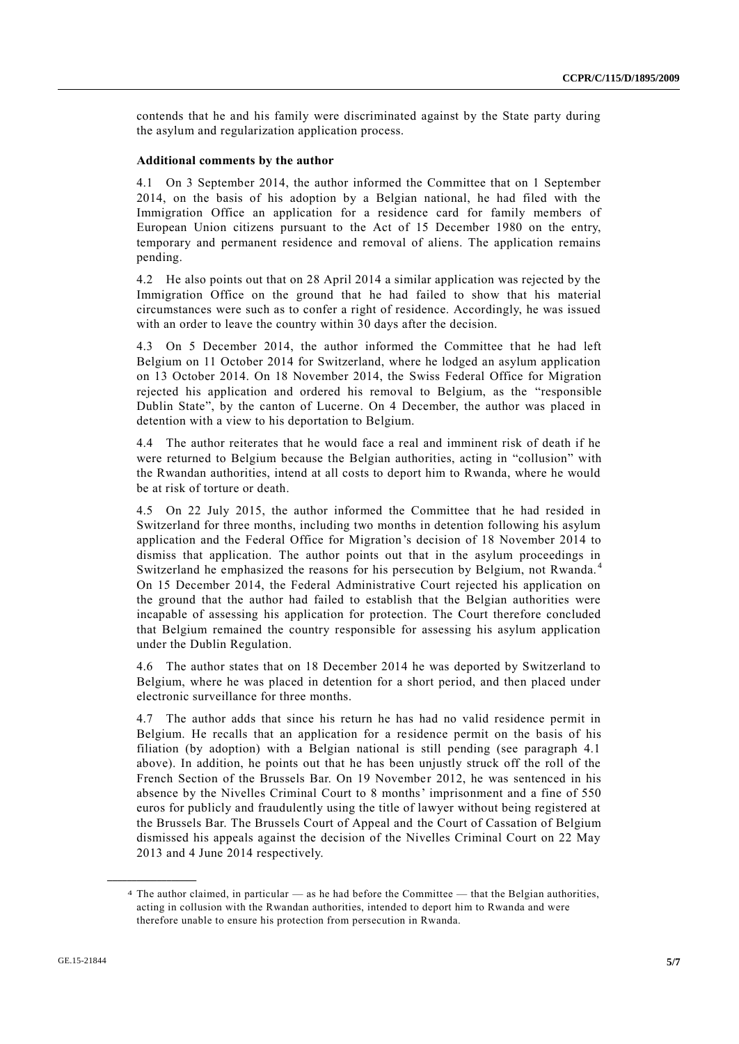contends that he and his family were discriminated against by the State party during the asylum and regularization application process.

**Additional comments by the author**

4.1 On 3 September 2014, the author informed the Committee that on 1 September 2014, on the basis of his adoption by a Belgian national, he had filed with the Immigration Office an application for a residence card for family members of European Union citizens pursuant to the Act of 15 December 1980 on the entry, temporary and permanent residence and removal of aliens. The application remains pending.

4.2 He also points out that on 28 April 2014 a similar application was rejected by the Immigration Office on the ground that he had failed to show that his material circumstances were such as to confer a right of residence. Accordingly, he was issued with an order to leave the country within 30 days after the decision.

4.3 On 5 December 2014, the author informed the Committee that he had left Belgium on 11 October 2014 for Switzerland, where he lodged an asylum application on 13 October 2014. On 18 November 2014, the Swiss Federal Office for Migration rejected his application and ordered his removal to Belgium, as the "responsible Dublin State", by the canton of Lucerne. On 4 December, the author was placed in detention with a view to his deportation to Belgium.

4.4 The author reiterates that he would face a real and imminent risk of death if he were returned to Belgium because the Belgian authorities, acting in "collusion" with the Rwandan authorities, intend at all costs to deport him to Rwanda, where he would be at risk of torture or death.

4.5 On 22 July 2015, the author informed the Committee that he had resided in Switzerland for three months, including two months in detention following his asylum application and the Federal Office for Migration's decision of 18 November 2014 to dismiss that application. The author points out that in the asylum proceedings in Switzerland he emphasized the reasons for his persecution by Belgium, not Rwanda.[4] On 15 December 2014, the Federal Administrative Court rejected his application on the ground that the author had failed to establish that the Belgian authorities were incapable of assessing his application for protection. The Court therefore concluded that Belgium remained the country responsible for assessing his asylum application under the Dublin Regulation.

4.6 The author states that on 18 December 2014 he was deported by Switzerland to Belgium, where he was placed in detention for a short period, and then placed under electronic surveillance for three months.

4.7 The author adds that since his return he has had no valid residence permit in Belgium. He recalls that an application for a residence permit on the basis of his filiation (by adoption) with a Belgian national is still pending (see paragraph 4.1 above). In addition, he points out that he has been unjustly struck off the roll of the French Section of the Brussels Bar. On 19 November 2012, he was sentenced in his absence by the Nivelles Criminal Court to 8 months' imprisonment and a fine of 550 euros for publicly and fraudulently using the title of lawyer without being registered at the Brussels Bar. The Brussels Court of Appeal and the Court of Cassation of Belgium dismissed his appeals against the decision of the Nivelles Criminal Court on 22 May 2013 and 4 June 2014 respectively.

---

[4] The author claimed, in particular — as he had before the Committee — that the Belgian authorities, acting in collusion with the Rwandan authorities, intended to deport him to Rwanda and were therefore unable to ensure his protection from persecution in Rwanda.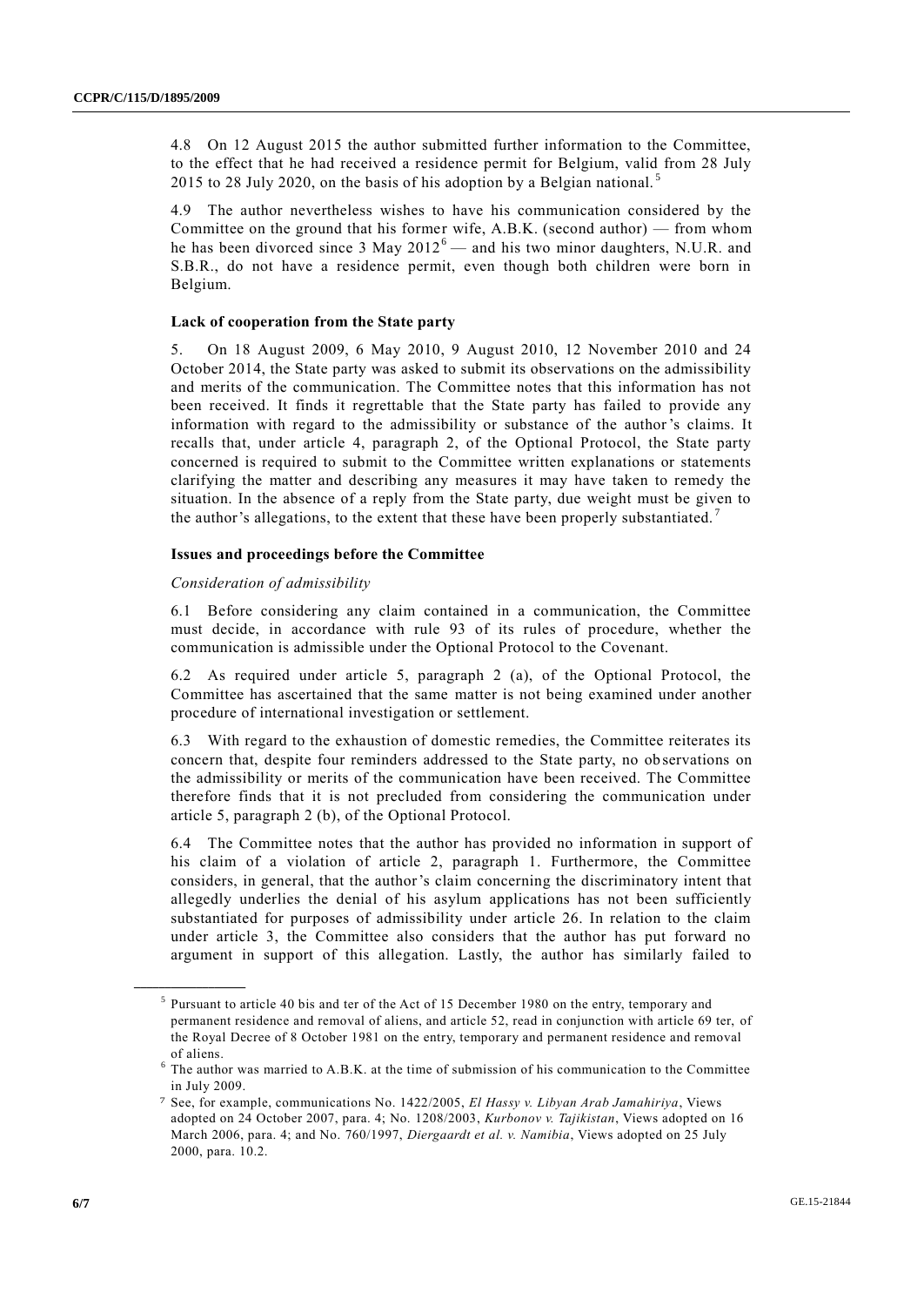4.8 On 12 August 2015 the author submitted further information to the Committee, to the effect that he had received a residence permit for Belgium, valid from 28 July 2015 to 28 July 2020, on the basis of his adoption by a Belgian national.[5]

4.9 The author nevertheless wishes to have his communication considered by the Committee on the ground that his former wife, A.B.K. (second author) — from whom he has been divorced since 3 May 2012[6] — and his two minor daughters, N.U.R. and S.B.R., do not have a residence permit, even though both children were born in Belgium.

### Lack of cooperation from the State party

5. On 18 August 2009, 6 May 2010, 9 August 2010, 12 November 2010 and 24 October 2014, the State party was asked to submit its observations on the admissibility and merits of the communication. The Committee notes that this information has not been received. It finds it regrettable that the State party has failed to provide any information with regard to the admissibility or substance of the author's claims. It recalls that, under article 4, paragraph 2, of the Optional Protocol, the State party concerned is required to submit to the Committee written explanations or statements clarifying the matter and describing any measures it may have taken to remedy the situation. In the absence of a reply from the State party, due weight must be given to the author's allegations, to the extent that these have been properly substantiated.[7]

### Issues and proceedings before the Committee

*Consideration of admissibility*

6.1 Before considering any claim contained in a communication, the Committee must decide, in accordance with rule 93 of its rules of procedure, whether the communication is admissible under the Optional Protocol to the Covenant.

6.2 As required under article 5, paragraph 2 (a), of the Optional Protocol, the Committee has ascertained that the same matter is not being examined under another procedure of international investigation or settlement.

6.3 With regard to the exhaustion of domestic remedies, the Committee reiterates its concern that, despite four reminders addressed to the State party, no observations on the admissibility or merits of the communication have been received. The Committee therefore finds that it is not precluded from considering the communication under article 5, paragraph 2 (b), of the Optional Protocol.

6.4 The Committee notes that the author has provided no information in support of his claim of a violation of article 2, paragraph 1. Furthermore, the Committee considers, in general, that the author's claim concerning the discriminatory intent that allegedly underlies the denial of his asylum applications has not been sufficiently substantiated for purposes of admissibility under article 26. In relation to the claim under article 3, the Committee also considers that the author has put forward no argument in support of this allegation. Lastly, the author has similarly failed to

---

[5] Pursuant to article 40 bis and ter of the Act of 15 December 1980 on the entry, temporary and permanent residence and removal of aliens, and article 52, read in conjunction with article 69 ter, of the Royal Decree of 8 October 1981 on the entry, temporary and permanent residence and removal of aliens.

[6] The author was married to A.B.K. at the time of submission of his communication to the Committee in July 2009.

[7] See, for example, communications No. 1422/2005, *El Hassy v. Libyan Arab Jamahiriya*, Views adopted on 24 October 2007, para. 4; No. 1208/2003, *Kurbonov v. Tajikistan*, Views adopted on 16 March 2006, para. 4; and No. 760/1997, *Diergaardt et al. v. Namibia*, Views adopted on 25 July 2000, para. 10.2.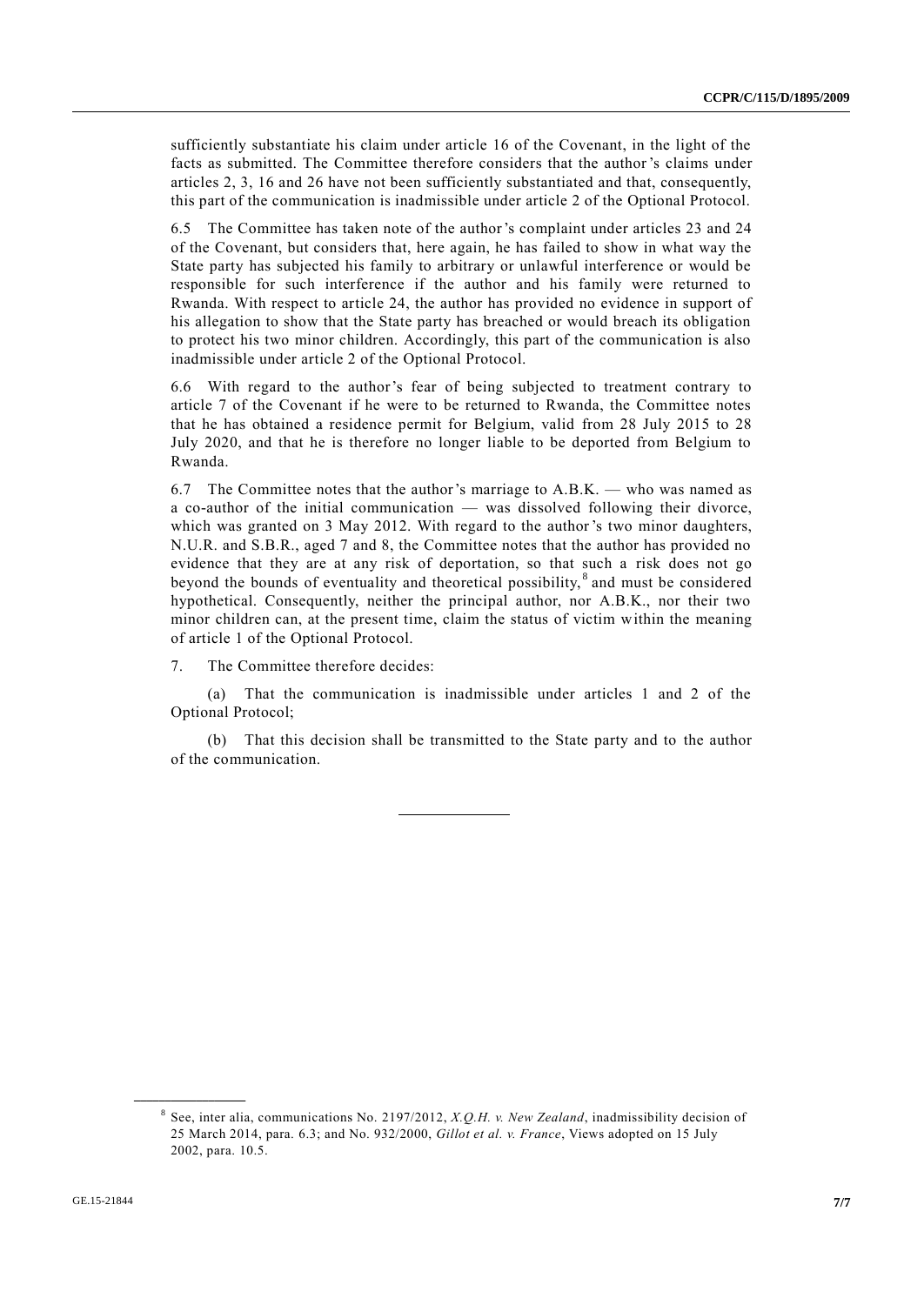sufficiently substantiate his claim under article 16 of the Covenant, in the light of the facts as submitted. The Committee therefore considers that the author's claims under articles 2, 3, 16 and 26 have not been sufficiently substantiated and that, consequently, this part of the communication is inadmissible under article 2 of the Optional Protocol.

6.5 The Committee has taken note of the author's complaint under articles 23 and 24 of the Covenant, but considers that, here again, he has failed to show in what way the State party has subjected his family to arbitrary or unlawful interference or would be responsible for such interference if the author and his family were returned to Rwanda. With respect to article 24, the author has provided no evidence in support of his allegation to show that the State party has breached or would breach its obligation to protect his two minor children. Accordingly, this part of the communication is also inadmissible under article 2 of the Optional Protocol.

6.6 With regard to the author's fear of being subjected to treatment contrary to article 7 of the Covenant if he were to be returned to Rwanda, the Committee notes that he has obtained a residence permit for Belgium, valid from 28 July 2015 to 28 July 2020, and that he is therefore no longer liable to be deported from Belgium to Rwanda.

6.7 The Committee notes that the author's marriage to A.B.K. — who was named as a co-author of the initial communication — was dissolved following their divorce, which was granted on 3 May 2012. With regard to the author's two minor daughters, N.U.R. and S.B.R., aged 7 and 8, the Committee notes that the author has provided no evidence that they are at any risk of deportation, so that such a risk does not go beyond the bounds of eventuality and theoretical possibility,[8] and must be considered hypothetical. Consequently, neither the principal author, nor A.B.K., nor their two minor children can, at the present time, claim the status of victim within the meaning of article 1 of the Optional Protocol.

7. The Committee therefore decides:

(a) That the communication is inadmissible under articles 1 and 2 of the Optional Protocol;

(b) That this decision shall be transmitted to the State party and to the author of the communication.

---

[8] See, inter alia, communications No. 2197/2012, *X.Q.H. v. New Zealand*, inadmissibility decision of 25 March 2014, para. 6.3; and No. 932/2000, *Gillot et al. v. France*, Views adopted on 15 July 2002, para. 10.5.